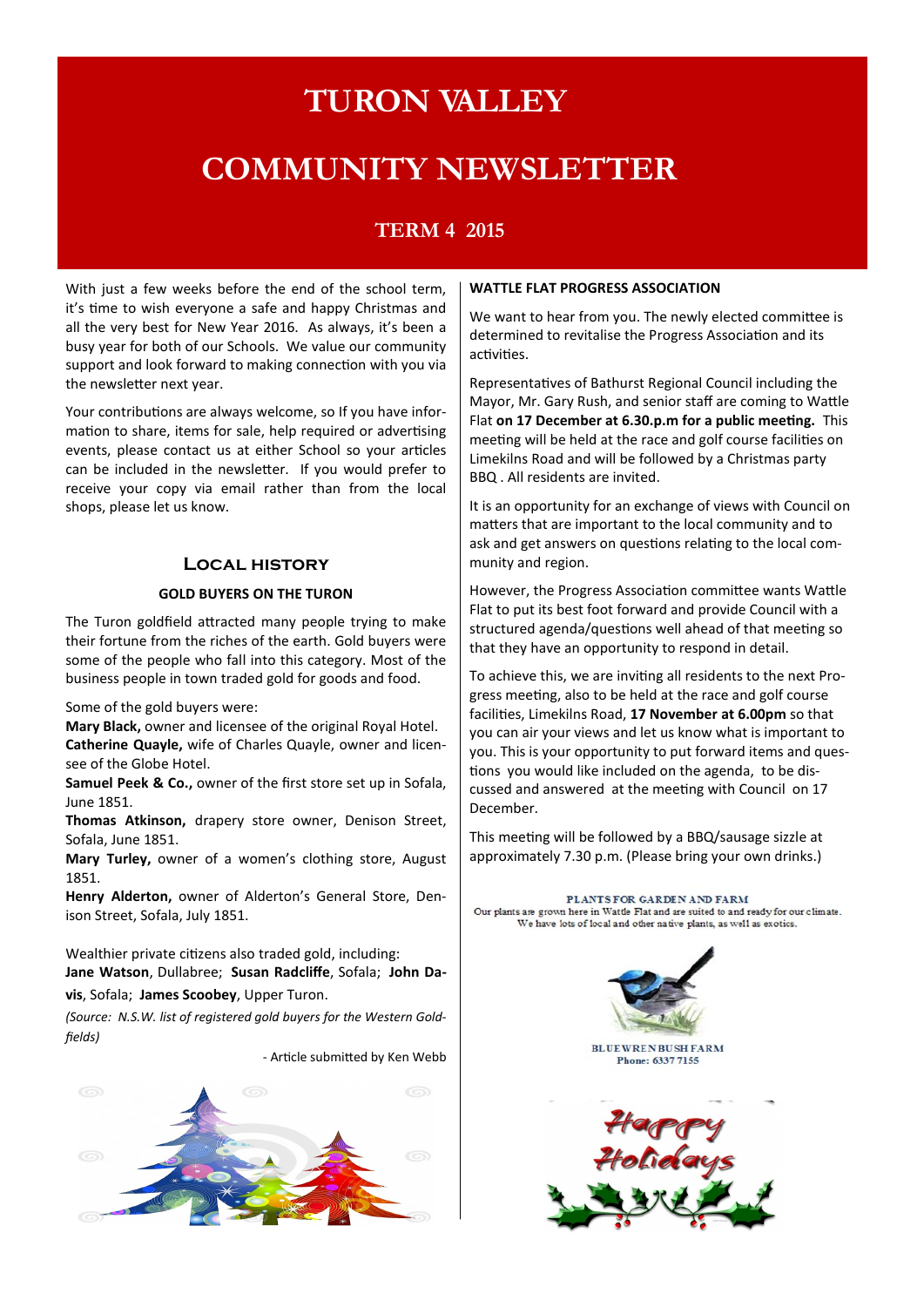# TURON VALLEY

# COMMUNITY NEWSLETTER

## TERM 4 2015

With just a few weeks before the end of the school term, it's time to wish everyone a safe and happy Christmas and all the very best for New Year 2016. As always, it's been a busy year for both of our Schools. We value our community support and look forward to making connection with you via the newsletter next year.

Your contributions are always welcome, so If you have information to share, items for sale, help required or advertising events, please contact us at either School so your articles can be included in the newsletter. If you would prefer to receive your copy via email rather than from the local shops, please let us know.

## Local history

### GOLD BUYERS ON THE TURON

The Turon goldfield attracted many people trying to make their fortune from the riches of the earth. Gold buyers were some of the people who fall into this category. Most of the business people in town traded gold for goods and food.

Some of the gold buyers were:
**Mary Black,** owner and licensee of the original Royal Hotel.
**Catherine Quayle,** wife of Charles Quayle, owner and licensee of the Globe Hotel.
**Samuel Peek & Co.,** owner of the first store set up in Sofala, June 1851.
**Thomas Atkinson,** drapery store owner, Denison Street, Sofala, June 1851.
**Mary Turley,** owner of a women's clothing store, August 1851.
**Henry Alderton,** owner of Alderton's General Store, Denison Street, Sofala, July 1851.

Wealthier private citizens also traded gold, including:
**Jane Watson**, Dullabree; **Susan Radcliffe**, Sofala; **John Davis**, Sofala; **James Scoobey**, Upper Turon.

*(Source: N.S.W. list of registered gold buyers for the Western Goldfields)*

- Article submitted by Ken Webb

### WATTLE FLAT PROGRESS ASSOCIATION

We want to hear from you. The newly elected committee is determined to revitalise the Progress Association and its activities.

Representatives of Bathurst Regional Council including the Mayor, Mr. Gary Rush, and senior staff are coming to Wattle Flat **on 17 December at 6.30.p.m for a public meeting.** This meeting will be held at the race and golf course facilities on Limekilns Road and will be followed by a Christmas party BBQ . All residents are invited.

It is an opportunity for an exchange of views with Council on matters that are important to the local community and to ask and get answers on questions relating to the local community and region.

However, the Progress Association committee wants Wattle Flat to put its best foot forward and provide Council with a structured agenda/questions well ahead of that meeting so that they have an opportunity to respond in detail.

To achieve this, we are inviting all residents to the next Progress meeting, also to be held at the race and golf course facilities, Limekilns Road, **17 November at 6.00pm** so that you can air your views and let us know what is important to you. This is your opportunity to put forward items and questions you would like included on the agenda, to be discussed and answered at the meeting with Council on 17 December.

This meeting will be followed by a BBQ/sausage sizzle at approximately 7.30 p.m. (Please bring your own drinks.)

PLANTS FOR GARDEN AND FARM
Our plants are grown here in Wattle Flat and are suited to and ready for our climate.
We have lots of local and other native plants, as well as exotics.

BLUE WREN BUSH FARM
Phone: 6337 7155

Happy Holidays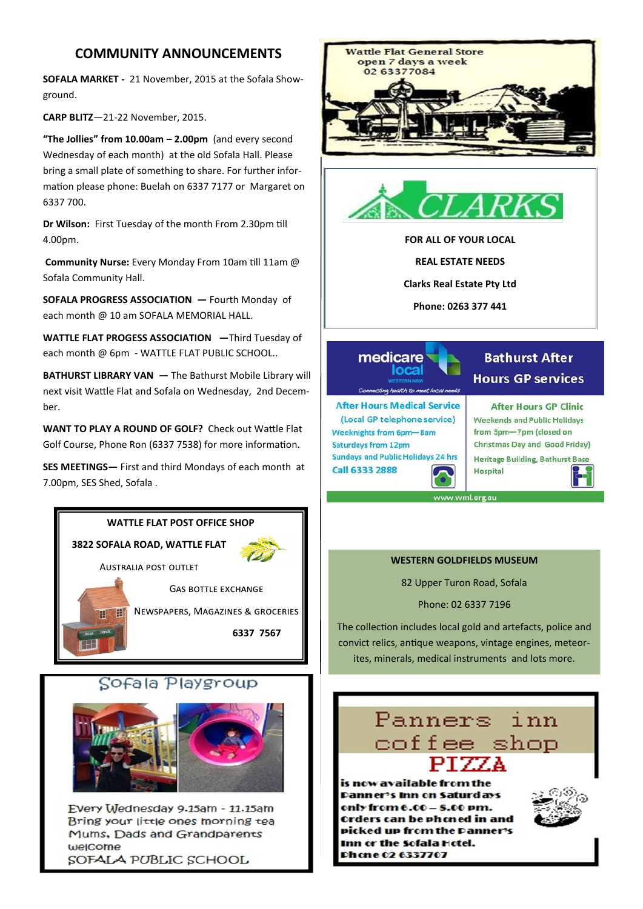## COMMUNITY ANNOUNCEMENTS

**SOFALA MARKET -** 21 November, 2015 at the Sofala Show-ground.

**CARP BLITZ**—21-22 November, 2015.

**"The Jollies" from 10.00am – 2.00pm** (and every second Wednesday of each month) at the old Sofala Hall. Please bring a small plate of something to share. For further information please phone: Buelah on 6337 7177 or Margaret on 6337 700.

**Dr Wilson:** First Tuesday of the month From 2.30pm till 4.00pm.

**Community Nurse:** Every Monday From 10am till 11am @ Sofala Community Hall.

**SOFALA PROGRESS ASSOCIATION —** Fourth Monday of each month @ 10 am SOFALA MEMORIAL HALL.

**WATTLE FLAT PROGESS ASSOCIATION —**Third Tuesday of each month @ 6pm - WATTLE FLAT PUBLIC SCHOOL..

**BATHURST LIBRARY VAN —** The Bathurst Mobile Library will next visit Wattle Flat and Sofala on Wednesday, 2nd December.

**WANT TO PLAY A ROUND OF GOLF?** Check out Wattle Flat Golf Course, Phone Ron (6337 7538) for more information.

**SES MEETINGS—** First and third Mondays of each month at 7.00pm, SES Shed, Sofala .

**WATTLE FLAT POST OFFICE SHOP**

**3822 SOFALA ROAD, WATTLE FLAT**

AUSTRALIA POST OUTLET

GAS BOTTLE EXCHANGE

NEWSPAPERS, MAGAZINES & GROCERIES

**6337 7567**

### Sofala Playgroup

Every Wednesday 9.15am - 11.15am
Bring your little ones morning tea
Mums, Dads and Grandparents welcome
SOFALA PUBLIC SCHOOL

Wattle Flat General Store
open 7 days a week
02 63377084

**CLARKS**

**FOR ALL OF YOUR LOCAL**

**REAL ESTATE NEEDS**

**Clarks Real Estate Pty Ltd**

**Phone: 0263 377 441**

medicare local WESTERN NSW — Connecting health to meet local needs

**Bathurst After Hours GP services**

**After Hours Medical Service**
(Local GP telephone service)
Weeknights from 6pm—8am
Saturdays from 12pm
Sundays and Public Holidays 24 hrs
**Call 6333 2888**

**After Hours GP Clinic**
Weekends and Public Holidays from 3pm—7pm (closed on Christmas Day and Good Friday)
Heritage Building, Bathurst Base Hospital

www.wml.org.au

**WESTERN GOLDFIELDS MUSEUM**

82 Upper Turon Road, Sofala

Phone: 02 6337 7196

The collection includes local gold and artefacts, police and convict relics, antique weapons, vintage engines, meteorites, minerals, medical instruments and lots more.

### Panners inn coffee shop

**PIZZA**

is now available from the Panner's Inn on Saturdays only from 6.00 – 8.00 pm. Orders can be phoned in and picked up from the Panner's Inn or the Sofala Hotel. Phone 02 6337707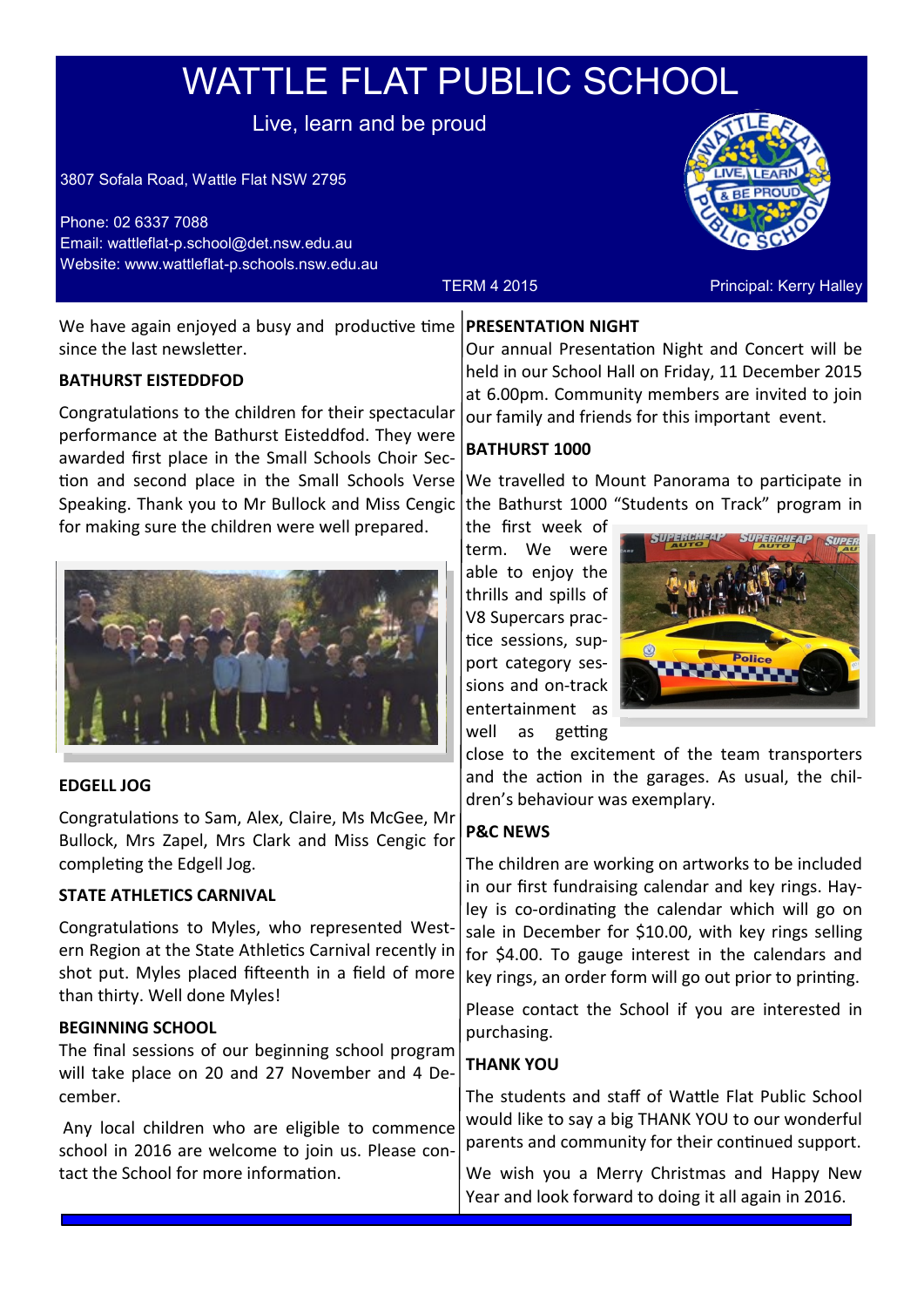# WATTLE FLAT PUBLIC SCHOOL

Live, learn and be proud

3807 Sofala Road, Wattle Flat NSW 2795

Phone: 02 6337 7088
Email: wattleflat-p.school@det.nsw.edu.au
Website: www.wattleflat-p.schools.nsw.edu.au

TERM 4 2015

Principal: Kerry Halley

We have again enjoyed a busy and productive time since the last newsletter.

**BATHURST EISTEDDFOD**

Congratulations to the children for their spectacular performance at the Bathurst Eisteddfod. They were awarded first place in the Small Schools Choir Section and second place in the Small Schools Verse Speaking. Thank you to Mr Bullock and Miss Cengic for making sure the children were well prepared.

**EDGELL JOG**

Congratulations to Sam, Alex, Claire, Ms McGee, Mr Bullock, Mrs Zapel, Mrs Clark and Miss Cengic for completing the Edgell Jog.

**STATE ATHLETICS CARNIVAL**

Congratulations to Myles, who represented Western Region at the State Athletics Carnival recently in shot put. Myles placed fifteenth in a field of more than thirty. Well done Myles!

**BEGINNING SCHOOL**

The final sessions of our beginning school program will take place on 20 and 27 November and 4 December.

Any local children who are eligible to commence school in 2016 are welcome to join us. Please contact the School for more information.

**PRESENTATION NIGHT**

Our annual Presentation Night and Concert will be held in our School Hall on Friday, 11 December 2015 at 6.00pm. Community members are invited to join our family and friends for this important event.

**BATHURST 1000**

We travelled to Mount Panorama to participate in the Bathurst 1000 "Students on Track" program in the first week of term. We were able to enjoy the thrills and spills of V8 Supercars practice sessions, support category sessions and on-track entertainment as well as getting close to the excitement of the team transporters and the action in the garages. As usual, the children's behaviour was exemplary.

**P&C NEWS**

The children are working on artworks to be included in our first fundraising calendar and key rings. Hayley is co-ordinating the calendar which will go on sale in December for $10.00, with key rings selling for $4.00. To gauge interest in the calendars and key rings, an order form will go out prior to printing.

Please contact the School if you are interested in purchasing.

**THANK YOU**

The students and staff of Wattle Flat Public School would like to say a big THANK YOU to our wonderful parents and community for their continued support.

We wish you a Merry Christmas and Happy New Year and look forward to doing it all again in 2016.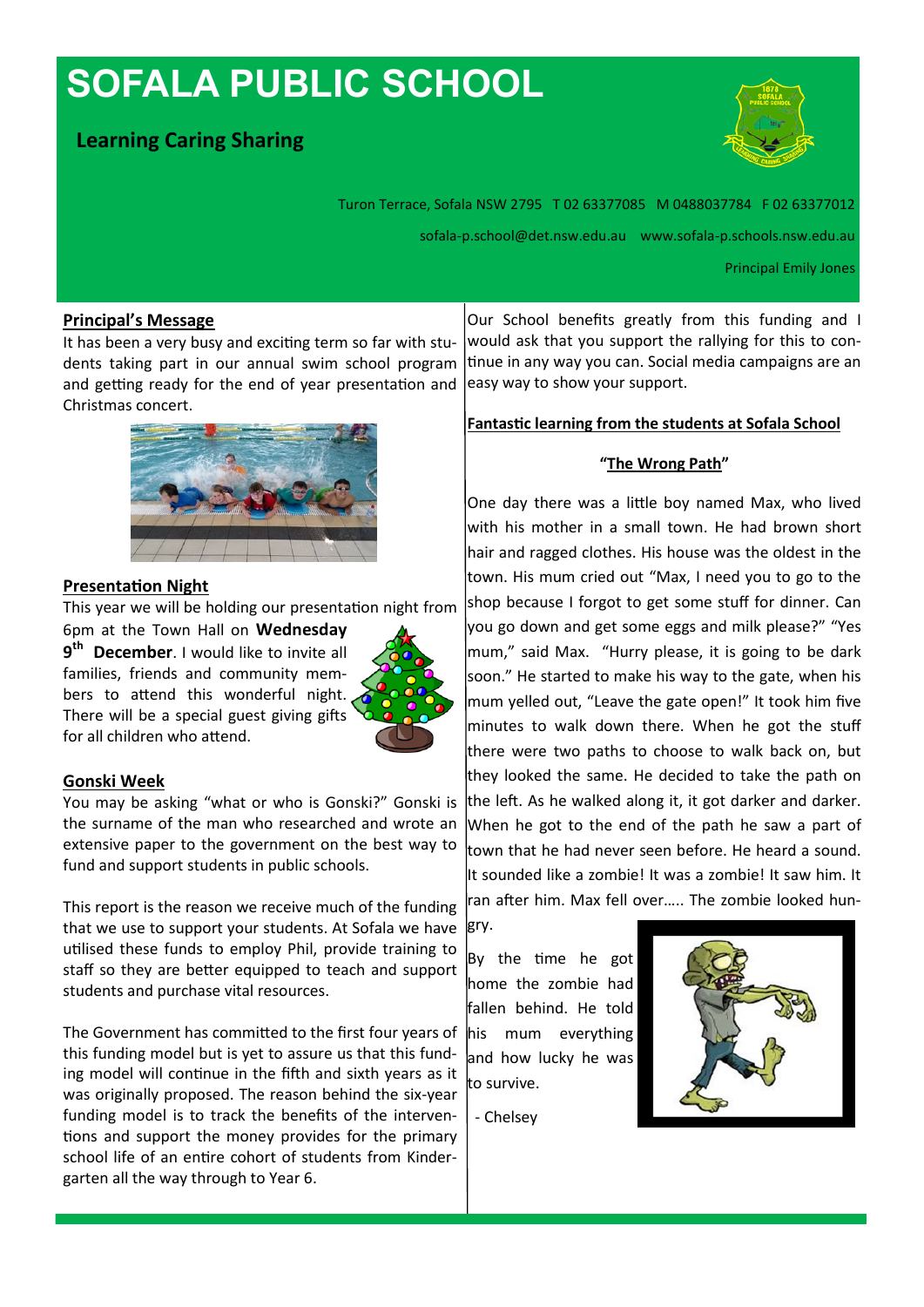# SOFALA PUBLIC SCHOOL

**Learning Caring Sharing**

Turon Terrace, Sofala NSW 2795 T 02 63377085 M 0488037784 F 02 63377012

sofala-p.school@det.nsw.edu.au www.sofala-p.schools.nsw.edu.au

Principal Emily Jones

## Principal's Message

It has been a very busy and exciting term so far with students taking part in our annual swim school program and getting ready for the end of year presentation and Christmas concert.

## Presentation Night

This year we will be holding our presentation night from 6pm at the Town Hall on **Wednesday 9th December**. I would like to invite all families, friends and community members to attend this wonderful night. There will be a special guest giving gifts for all children who attend.

## Gonski Week

You may be asking "what or who is Gonski?" Gonski is the surname of the man who researched and wrote an extensive paper to the government on the best way to fund and support students in public schools.

This report is the reason we receive much of the funding that we use to support your students. At Sofala we have utilised these funds to employ Phil, provide training to staff so they are better equipped to teach and support students and purchase vital resources.

The Government has committed to the first four years of this funding model but is yet to assure us that this funding model will continue in the fifth and sixth years as it was originally proposed. The reason behind the six-year funding model is to track the benefits of the interventions and support the money provides for the primary school life of an entire cohort of students from Kindergarten all the way through to Year 6.

Our School benefits greatly from this funding and I would ask that you support the rallying for this to continue in any way you can. Social media campaigns are an easy way to show your support.

## Fantastic learning from the students at Sofala School

### "The Wrong Path"

One day there was a little boy named Max, who lived with his mother in a small town. He had brown short hair and ragged clothes. His house was the oldest in the town. His mum cried out "Max, I need you to go to the shop because I forgot to get some stuff for dinner. Can you go down and get some eggs and milk please?" "Yes mum," said Max. "Hurry please, it is going to be dark soon." He started to make his way to the gate, when his mum yelled out, "Leave the gate open!" It took him five minutes to walk down there. When he got the stuff there were two paths to choose to walk back on, but they looked the same. He decided to take the path on the left. As he walked along it, it got darker and darker. When he got to the end of the path he saw a part of town that he had never seen before. He heard a sound. It sounded like a zombie! It was a zombie! It saw him. It ran after him. Max fell over….. The zombie looked hungry.

By the time he got home the zombie had fallen behind. He told his mum everything and how lucky he was to survive.

- Chelsey